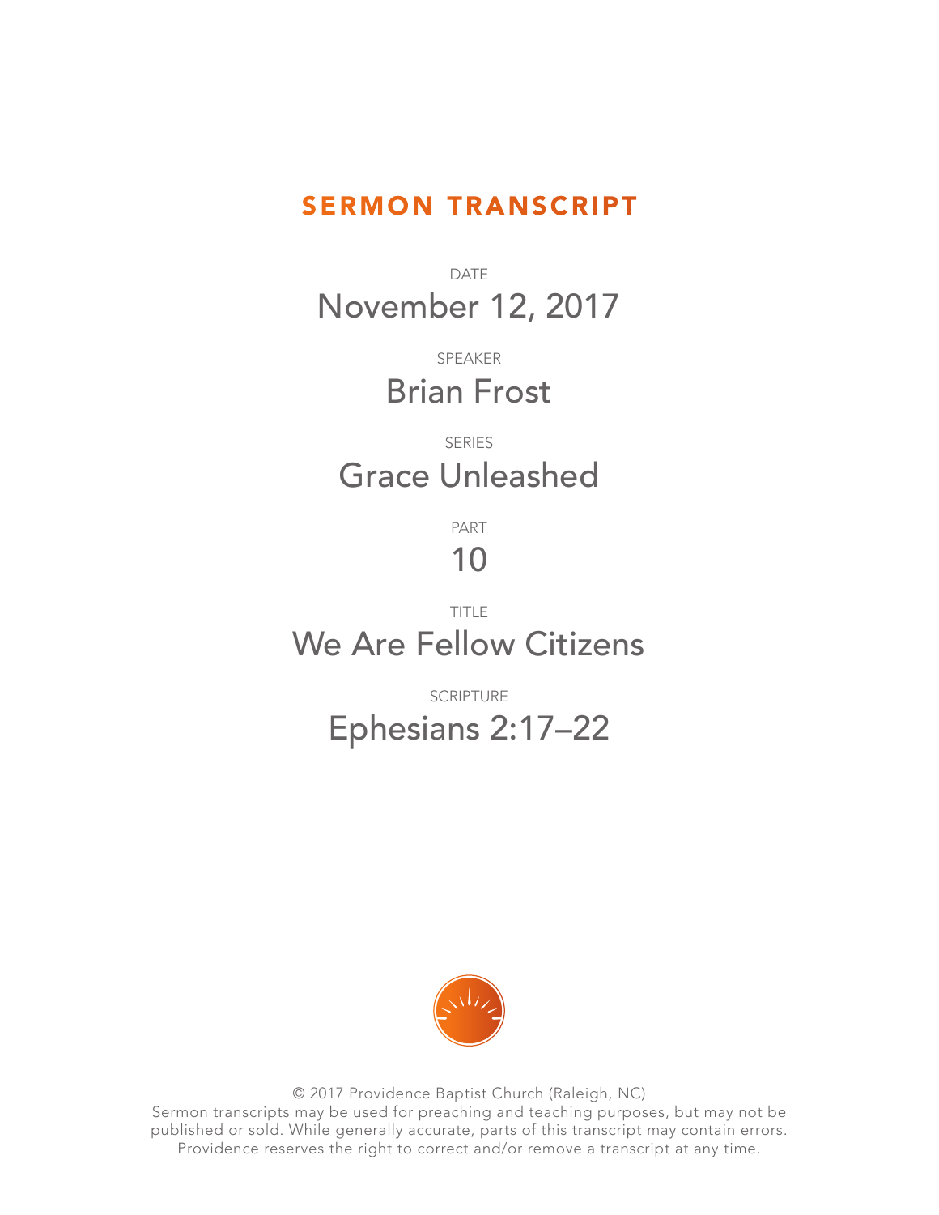# SERMON TRANSCRIPT

DATE

November 12, 2017

SPEAKER

Brian Frost

SERIES

Grace Unleashed

PART

10

TITLE

We Are Fellow Citizens

SCRIPTURE

Ephesians 2:17–22

© 2017 Providence Baptist Church (Raleigh, NC)
Sermon transcripts may be used for preaching and teaching purposes, but may not be published or sold. While generally accurate, parts of this transcript may contain errors. Providence reserves the right to correct and/or remove a transcript at any time.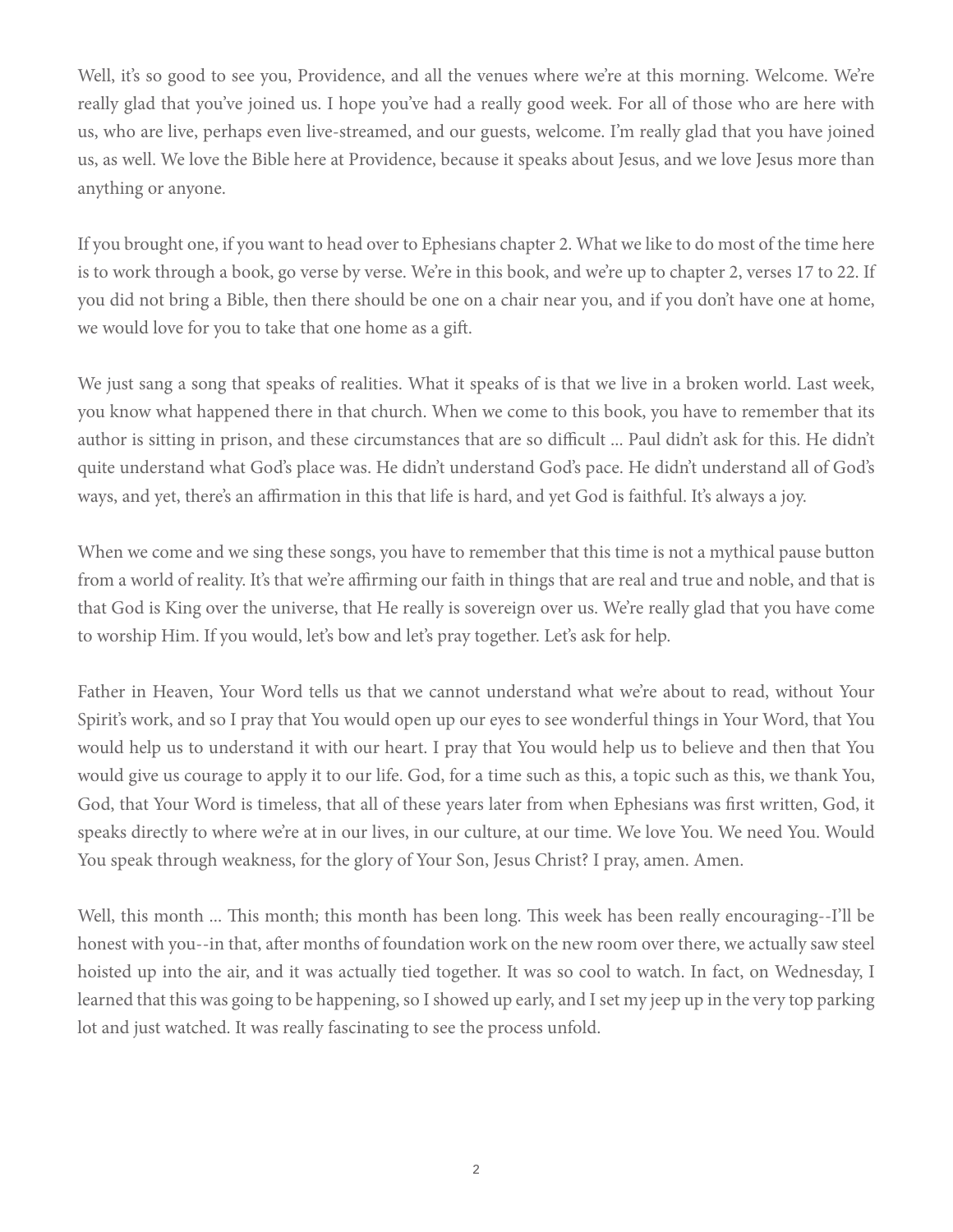Well, it's so good to see you, Providence, and all the venues where we're at this morning. Welcome. We're really glad that you've joined us. I hope you've had a really good week. For all of those who are here with us, who are live, perhaps even live-streamed, and our guests, welcome. I'm really glad that you have joined us, as well. We love the Bible here at Providence, because it speaks about Jesus, and we love Jesus more than anything or anyone.

If you brought one, if you want to head over to Ephesians chapter 2. What we like to do most of the time here is to work through a book, go verse by verse. We're in this book, and we're up to chapter 2, verses 17 to 22. If you did not bring a Bible, then there should be one on a chair near you, and if you don't have one at home, we would love for you to take that one home as a gift.

We just sang a song that speaks of realities. What it speaks of is that we live in a broken world. Last week, you know what happened there in that church. When we come to this book, you have to remember that its author is sitting in prison, and these circumstances that are so difficult ... Paul didn't ask for this. He didn't quite understand what God's place was. He didn't understand God's pace. He didn't understand all of God's ways, and yet, there's an affirmation in this that life is hard, and yet God is faithful. It's always a joy.

When we come and we sing these songs, you have to remember that this time is not a mythical pause button from a world of reality. It's that we're affirming our faith in things that are real and true and noble, and that is that God is King over the universe, that He really is sovereign over us. We're really glad that you have come to worship Him. If you would, let's bow and let's pray together. Let's ask for help.

Father in Heaven, Your Word tells us that we cannot understand what we're about to read, without Your Spirit's work, and so I pray that You would open up our eyes to see wonderful things in Your Word, that You would help us to understand it with our heart. I pray that You would help us to believe and then that You would give us courage to apply it to our life. God, for a time such as this, a topic such as this, we thank You, God, that Your Word is timeless, that all of these years later from when Ephesians was first written, God, it speaks directly to where we're at in our lives, in our culture, at our time. We love You. We need You. Would You speak through weakness, for the glory of Your Son, Jesus Christ? I pray, amen. Amen.

Well, this month ... This month; this month has been long. This week has been really encouraging--I'll be honest with you--in that, after months of foundation work on the new room over there, we actually saw steel hoisted up into the air, and it was actually tied together. It was so cool to watch. In fact, on Wednesday, I learned that this was going to be happening, so I showed up early, and I set my jeep up in the very top parking lot and just watched. It was really fascinating to see the process unfold.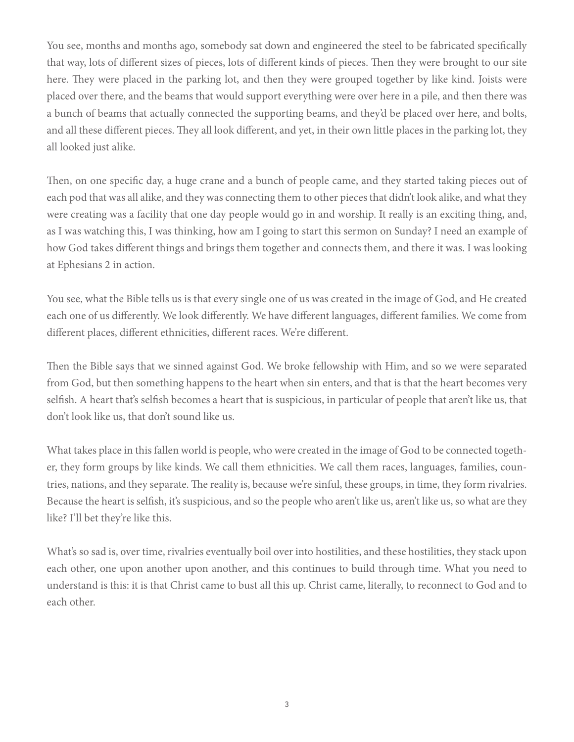You see, months and months ago, somebody sat down and engineered the steel to be fabricated specifically that way, lots of different sizes of pieces, lots of different kinds of pieces. Then they were brought to our site here. They were placed in the parking lot, and then they were grouped together by like kind. Joists were placed over there, and the beams that would support everything were over here in a pile, and then there was a bunch of beams that actually connected the supporting beams, and they'd be placed over here, and bolts, and all these different pieces. They all look different, and yet, in their own little places in the parking lot, they all looked just alike.

Then, on one specific day, a huge crane and a bunch of people came, and they started taking pieces out of each pod that was all alike, and they was connecting them to other pieces that didn't look alike, and what they were creating was a facility that one day people would go in and worship. It really is an exciting thing, and, as I was watching this, I was thinking, how am I going to start this sermon on Sunday? I need an example of how God takes different things and brings them together and connects them, and there it was. I was looking at Ephesians 2 in action.

You see, what the Bible tells us is that every single one of us was created in the image of God, and He created each one of us differently. We look differently. We have different languages, different families. We come from different places, different ethnicities, different races. We're different.

Then the Bible says that we sinned against God. We broke fellowship with Him, and so we were separated from God, but then something happens to the heart when sin enters, and that is that the heart becomes very selfish. A heart that's selfish becomes a heart that is suspicious, in particular of people that aren't like us, that don't look like us, that don't sound like us.

What takes place in this fallen world is people, who were created in the image of God to be connected together, they form groups by like kinds. We call them ethnicities. We call them races, languages, families, countries, nations, and they separate. The reality is, because we're sinful, these groups, in time, they form rivalries. Because the heart is selfish, it's suspicious, and so the people who aren't like us, aren't like us, so what are they like? I'll bet they're like this.

What's so sad is, over time, rivalries eventually boil over into hostilities, and these hostilities, they stack upon each other, one upon another upon another, and this continues to build through time. What you need to understand is this: it is that Christ came to bust all this up. Christ came, literally, to reconnect to God and to each other.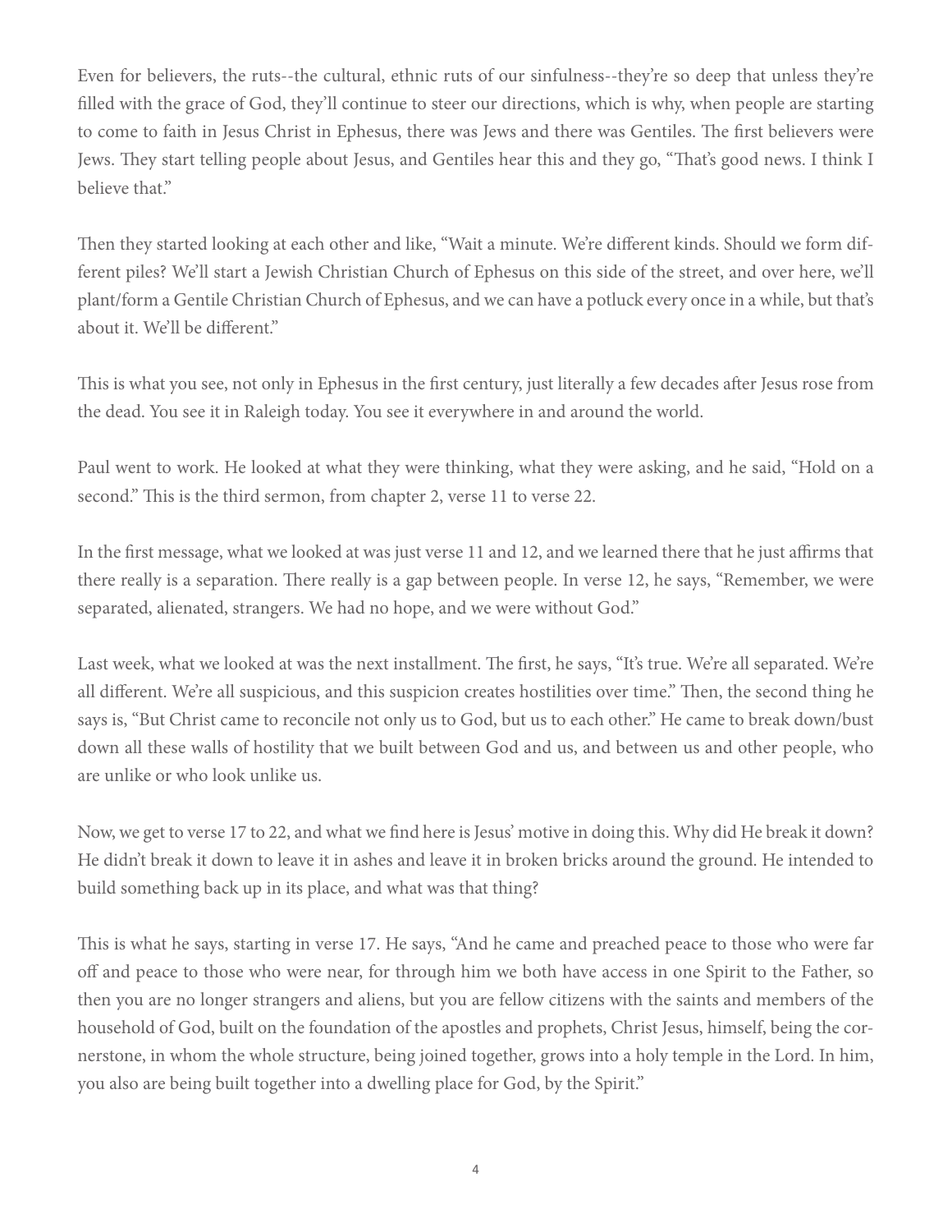Even for believers, the ruts--the cultural, ethnic ruts of our sinfulness--they're so deep that unless they're filled with the grace of God, they'll continue to steer our directions, which is why, when people are starting to come to faith in Jesus Christ in Ephesus, there was Jews and there was Gentiles. The first believers were Jews. They start telling people about Jesus, and Gentiles hear this and they go, "That's good news. I think I believe that."

Then they started looking at each other and like, "Wait a minute. We're different kinds. Should we form different piles? We'll start a Jewish Christian Church of Ephesus on this side of the street, and over here, we'll plant/form a Gentile Christian Church of Ephesus, and we can have a potluck every once in a while, but that's about it. We'll be different."

This is what you see, not only in Ephesus in the first century, just literally a few decades after Jesus rose from the dead. You see it in Raleigh today. You see it everywhere in and around the world.

Paul went to work. He looked at what they were thinking, what they were asking, and he said, "Hold on a second." This is the third sermon, from chapter 2, verse 11 to verse 22.

In the first message, what we looked at was just verse 11 and 12, and we learned there that he just affirms that there really is a separation. There really is a gap between people. In verse 12, he says, "Remember, we were separated, alienated, strangers. We had no hope, and we were without God."

Last week, what we looked at was the next installment. The first, he says, "It's true. We're all separated. We're all different. We're all suspicious, and this suspicion creates hostilities over time." Then, the second thing he says is, "But Christ came to reconcile not only us to God, but us to each other." He came to break down/bust down all these walls of hostility that we built between God and us, and between us and other people, who are unlike or who look unlike us.

Now, we get to verse 17 to 22, and what we find here is Jesus' motive in doing this. Why did He break it down? He didn't break it down to leave it in ashes and leave it in broken bricks around the ground. He intended to build something back up in its place, and what was that thing?

This is what he says, starting in verse 17. He says, "And he came and preached peace to those who were far off and peace to those who were near, for through him we both have access in one Spirit to the Father, so then you are no longer strangers and aliens, but you are fellow citizens with the saints and members of the household of God, built on the foundation of the apostles and prophets, Christ Jesus, himself, being the cornerstone, in whom the whole structure, being joined together, grows into a holy temple in the Lord. In him, you also are being built together into a dwelling place for God, by the Spirit."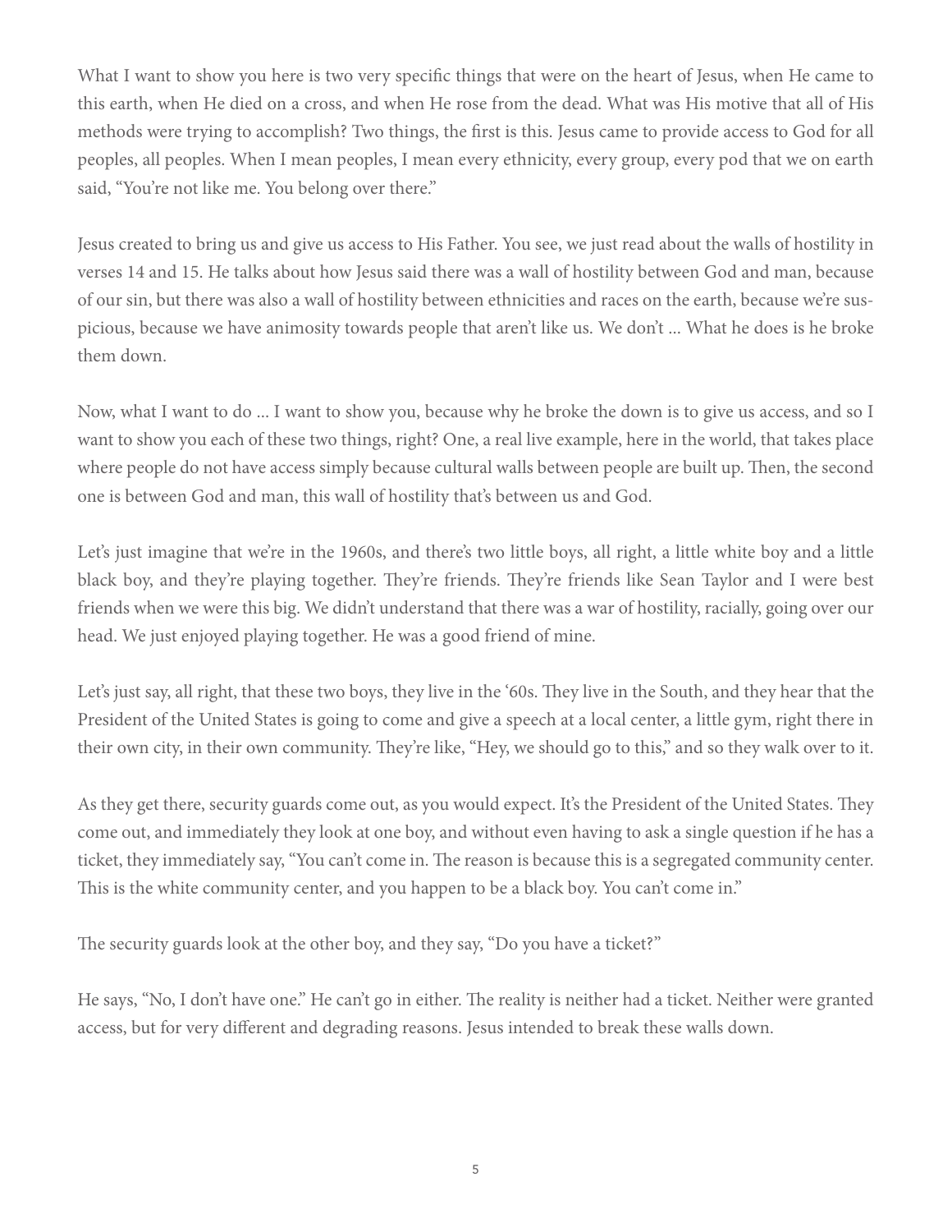What I want to show you here is two very specific things that were on the heart of Jesus, when He came to this earth, when He died on a cross, and when He rose from the dead. What was His motive that all of His methods were trying to accomplish? Two things, the first is this. Jesus came to provide access to God for all peoples, all peoples. When I mean peoples, I mean every ethnicity, every group, every pod that we on earth said, "You're not like me. You belong over there."

Jesus created to bring us and give us access to His Father. You see, we just read about the walls of hostility in verses 14 and 15. He talks about how Jesus said there was a wall of hostility between God and man, because of our sin, but there was also a wall of hostility between ethnicities and races on the earth, because we're suspicious, because we have animosity towards people that aren't like us. We don't ... What he does is he broke them down.

Now, what I want to do ... I want to show you, because why he broke the down is to give us access, and so I want to show you each of these two things, right? One, a real live example, here in the world, that takes place where people do not have access simply because cultural walls between people are built up. Then, the second one is between God and man, this wall of hostility that's between us and God.

Let's just imagine that we're in the 1960s, and there's two little boys, all right, a little white boy and a little black boy, and they're playing together. They're friends. They're friends like Sean Taylor and I were best friends when we were this big. We didn't understand that there was a war of hostility, racially, going over our head. We just enjoyed playing together. He was a good friend of mine.

Let's just say, all right, that these two boys, they live in the '60s. They live in the South, and they hear that the President of the United States is going to come and give a speech at a local center, a little gym, right there in their own city, in their own community. They're like, "Hey, we should go to this," and so they walk over to it.

As they get there, security guards come out, as you would expect. It's the President of the United States. They come out, and immediately they look at one boy, and without even having to ask a single question if he has a ticket, they immediately say, "You can't come in. The reason is because this is a segregated community center. This is the white community center, and you happen to be a black boy. You can't come in."

The security guards look at the other boy, and they say, "Do you have a ticket?"

He says, "No, I don't have one." He can't go in either. The reality is neither had a ticket. Neither were granted access, but for very different and degrading reasons. Jesus intended to break these walls down.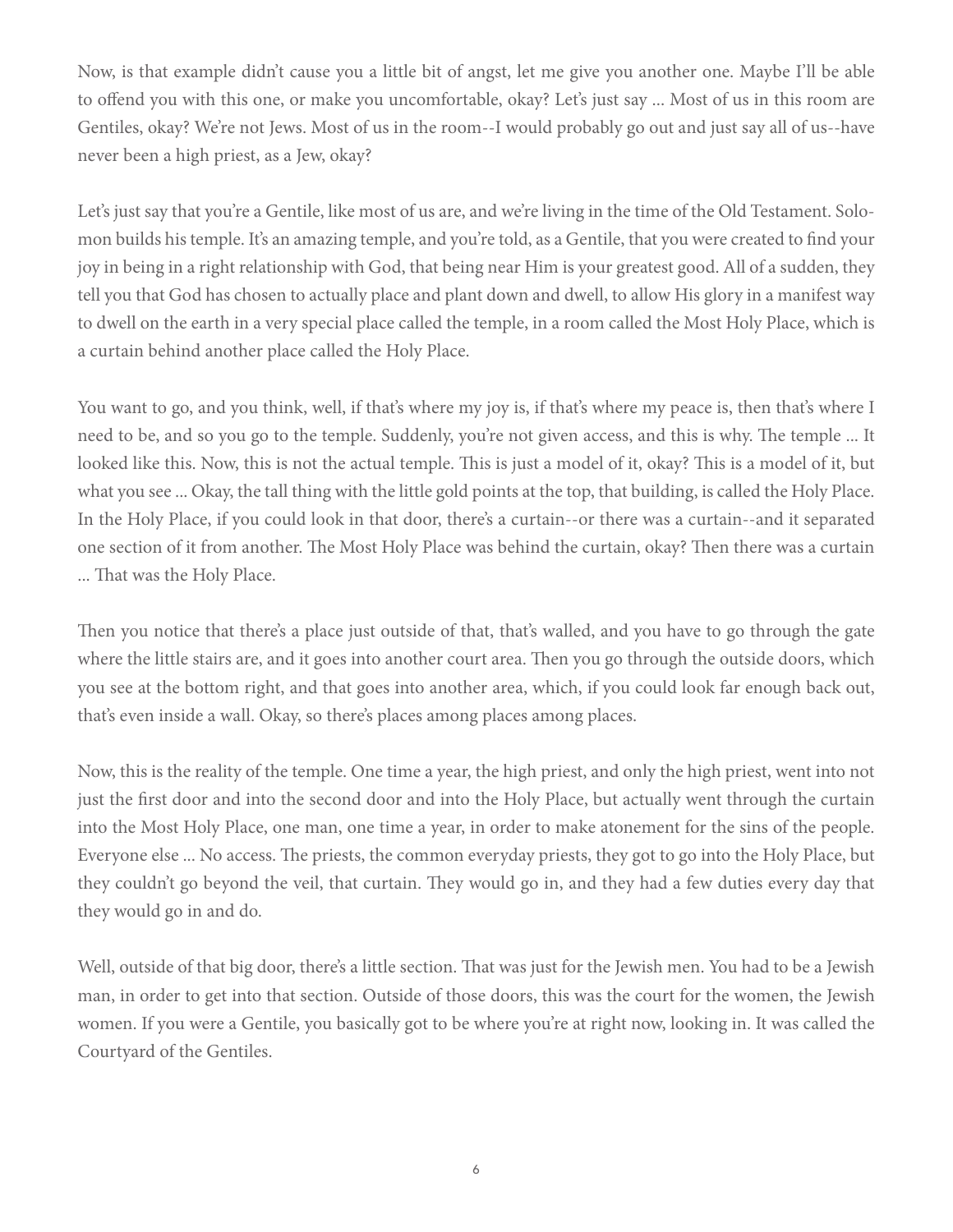Now, is that example didn't cause you a little bit of angst, let me give you another one. Maybe I'll be able to offend you with this one, or make you uncomfortable, okay? Let's just say ... Most of us in this room are Gentiles, okay? We're not Jews. Most of us in the room--I would probably go out and just say all of us--have never been a high priest, as a Jew, okay?

Let's just say that you're a Gentile, like most of us are, and we're living in the time of the Old Testament. Solomon builds his temple. It's an amazing temple, and you're told, as a Gentile, that you were created to find your joy in being in a right relationship with God, that being near Him is your greatest good. All of a sudden, they tell you that God has chosen to actually place and plant down and dwell, to allow His glory in a manifest way to dwell on the earth in a very special place called the temple, in a room called the Most Holy Place, which is a curtain behind another place called the Holy Place.

You want to go, and you think, well, if that's where my joy is, if that's where my peace is, then that's where I need to be, and so you go to the temple. Suddenly, you're not given access, and this is why. The temple ... It looked like this. Now, this is not the actual temple. This is just a model of it, okay? This is a model of it, but what you see ... Okay, the tall thing with the little gold points at the top, that building, is called the Holy Place. In the Holy Place, if you could look in that door, there's a curtain--or there was a curtain--and it separated one section of it from another. The Most Holy Place was behind the curtain, okay? Then there was a curtain ... That was the Holy Place.

Then you notice that there's a place just outside of that, that's walled, and you have to go through the gate where the little stairs are, and it goes into another court area. Then you go through the outside doors, which you see at the bottom right, and that goes into another area, which, if you could look far enough back out, that's even inside a wall. Okay, so there's places among places among places.

Now, this is the reality of the temple. One time a year, the high priest, and only the high priest, went into not just the first door and into the second door and into the Holy Place, but actually went through the curtain into the Most Holy Place, one man, one time a year, in order to make atonement for the sins of the people. Everyone else ... No access. The priests, the common everyday priests, they got to go into the Holy Place, but they couldn't go beyond the veil, that curtain. They would go in, and they had a few duties every day that they would go in and do.

Well, outside of that big door, there's a little section. That was just for the Jewish men. You had to be a Jewish man, in order to get into that section. Outside of those doors, this was the court for the women, the Jewish women. If you were a Gentile, you basically got to be where you're at right now, looking in. It was called the Courtyard of the Gentiles.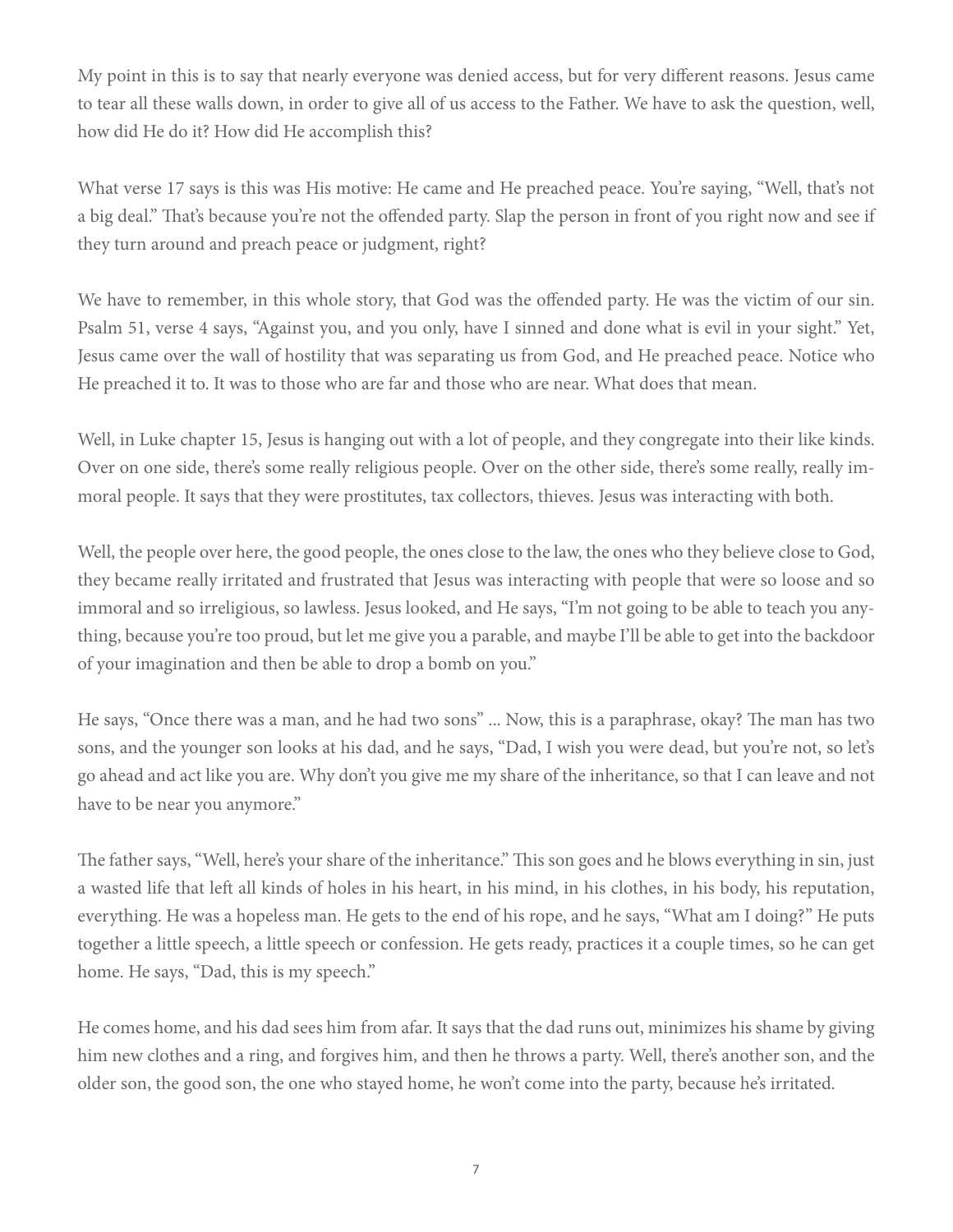My point in this is to say that nearly everyone was denied access, but for very different reasons. Jesus came to tear all these walls down, in order to give all of us access to the Father. We have to ask the question, well, how did He do it? How did He accomplish this?

What verse 17 says is this was His motive: He came and He preached peace. You're saying, "Well, that's not a big deal." That's because you're not the offended party. Slap the person in front of you right now and see if they turn around and preach peace or judgment, right?

We have to remember, in this whole story, that God was the offended party. He was the victim of our sin. Psalm 51, verse 4 says, "Against you, and you only, have I sinned and done what is evil in your sight." Yet, Jesus came over the wall of hostility that was separating us from God, and He preached peace. Notice who He preached it to. It was to those who are far and those who are near. What does that mean.

Well, in Luke chapter 15, Jesus is hanging out with a lot of people, and they congregate into their like kinds. Over on one side, there's some really religious people. Over on the other side, there's some really, really immoral people. It says that they were prostitutes, tax collectors, thieves. Jesus was interacting with both.

Well, the people over here, the good people, the ones close to the law, the ones who they believe close to God, they became really irritated and frustrated that Jesus was interacting with people that were so loose and so immoral and so irreligious, so lawless. Jesus looked, and He says, "I'm not going to be able to teach you anything, because you're too proud, but let me give you a parable, and maybe I'll be able to get into the backdoor of your imagination and then be able to drop a bomb on you."

He says, "Once there was a man, and he had two sons" ... Now, this is a paraphrase, okay? The man has two sons, and the younger son looks at his dad, and he says, "Dad, I wish you were dead, but you're not, so let's go ahead and act like you are. Why don't you give me my share of the inheritance, so that I can leave and not have to be near you anymore."

The father says, "Well, here's your share of the inheritance." This son goes and he blows everything in sin, just a wasted life that left all kinds of holes in his heart, in his mind, in his clothes, in his body, his reputation, everything. He was a hopeless man. He gets to the end of his rope, and he says, "What am I doing?" He puts together a little speech, a little speech or confession. He gets ready, practices it a couple times, so he can get home. He says, "Dad, this is my speech."

He comes home, and his dad sees him from afar. It says that the dad runs out, minimizes his shame by giving him new clothes and a ring, and forgives him, and then he throws a party. Well, there's another son, and the older son, the good son, the one who stayed home, he won't come into the party, because he's irritated.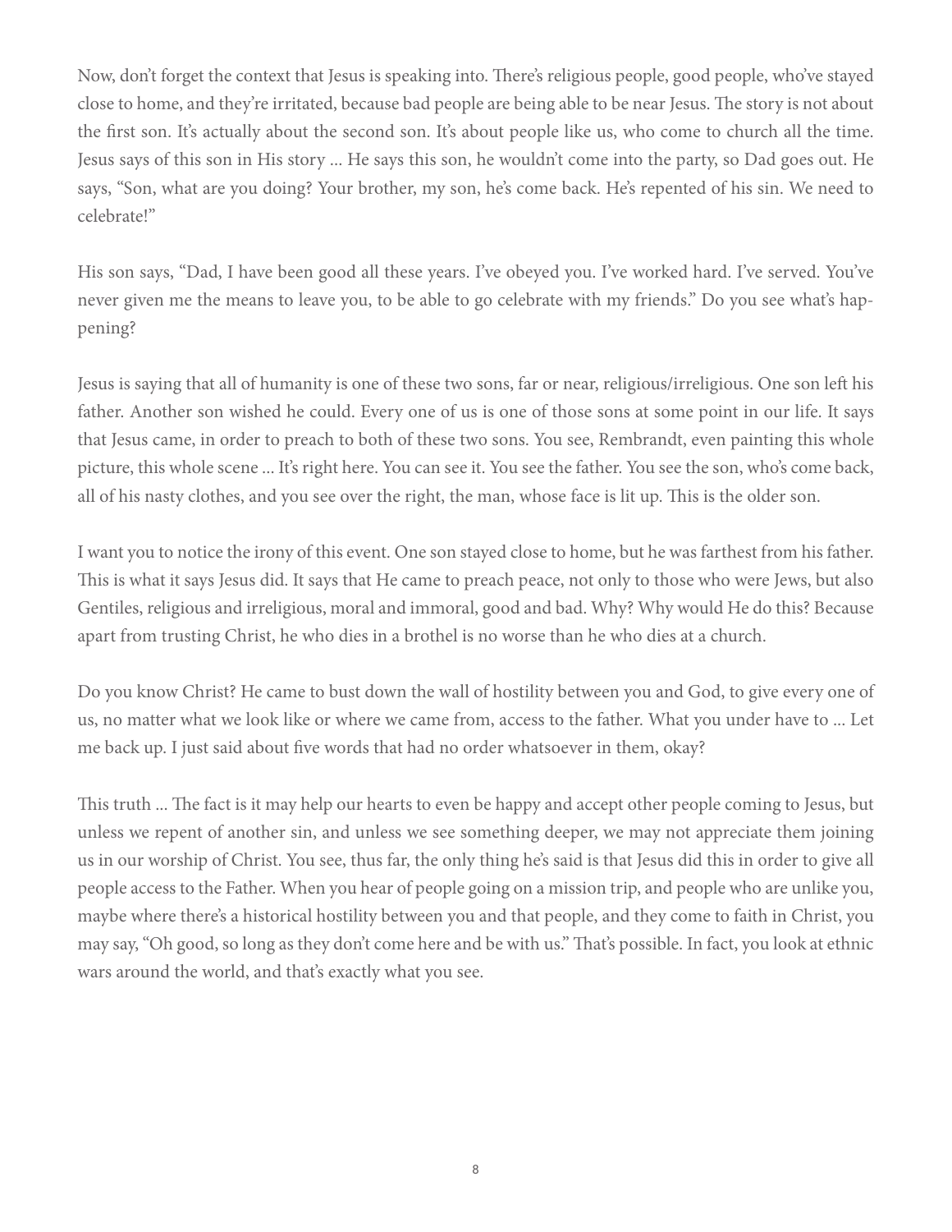Now, don't forget the context that Jesus is speaking into. There's religious people, good people, who've stayed close to home, and they're irritated, because bad people are being able to be near Jesus. The story is not about the first son. It's actually about the second son. It's about people like us, who come to church all the time. Jesus says of this son in His story ... He says this son, he wouldn't come into the party, so Dad goes out. He says, "Son, what are you doing? Your brother, my son, he's come back. He's repented of his sin. We need to celebrate!"

His son says, "Dad, I have been good all these years. I've obeyed you. I've worked hard. I've served. You've never given me the means to leave you, to be able to go celebrate with my friends." Do you see what's happening?

Jesus is saying that all of humanity is one of these two sons, far or near, religious/irreligious. One son left his father. Another son wished he could. Every one of us is one of those sons at some point in our life. It says that Jesus came, in order to preach to both of these two sons. You see, Rembrandt, even painting this whole picture, this whole scene ... It's right here. You can see it. You see the father. You see the son, who's come back, all of his nasty clothes, and you see over the right, the man, whose face is lit up. This is the older son.

I want you to notice the irony of this event. One son stayed close to home, but he was farthest from his father. This is what it says Jesus did. It says that He came to preach peace, not only to those who were Jews, but also Gentiles, religious and irreligious, moral and immoral, good and bad. Why? Why would He do this? Because apart from trusting Christ, he who dies in a brothel is no worse than he who dies at a church.

Do you know Christ? He came to bust down the wall of hostility between you and God, to give every one of us, no matter what we look like or where we came from, access to the father. What you under have to ... Let me back up. I just said about five words that had no order whatsoever in them, okay?

This truth ... The fact is it may help our hearts to even be happy and accept other people coming to Jesus, but unless we repent of another sin, and unless we see something deeper, we may not appreciate them joining us in our worship of Christ. You see, thus far, the only thing he's said is that Jesus did this in order to give all people access to the Father. When you hear of people going on a mission trip, and people who are unlike you, maybe where there's a historical hostility between you and that people, and they come to faith in Christ, you may say, "Oh good, so long as they don't come here and be with us." That's possible. In fact, you look at ethnic wars around the world, and that's exactly what you see.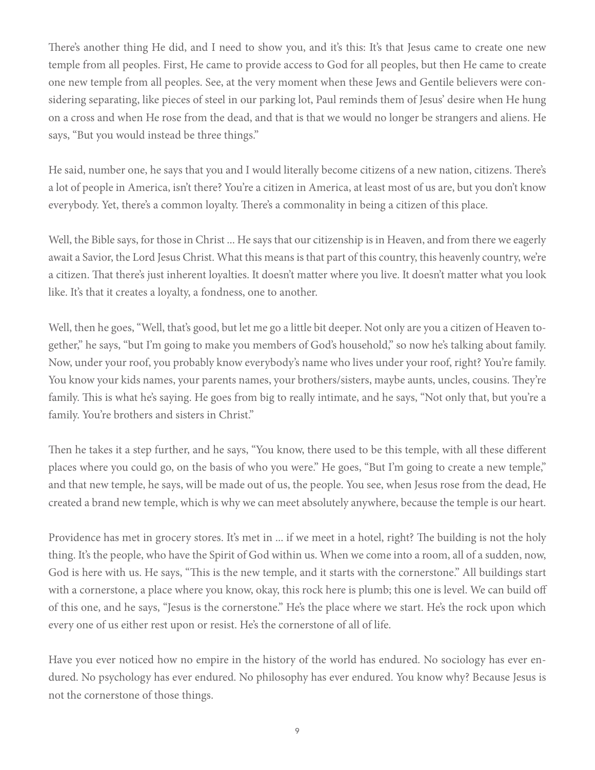There's another thing He did, and I need to show you, and it's this: It's that Jesus came to create one new temple from all peoples. First, He came to provide access to God for all peoples, but then He came to create one new temple from all peoples. See, at the very moment when these Jews and Gentile believers were considering separating, like pieces of steel in our parking lot, Paul reminds them of Jesus' desire when He hung on a cross and when He rose from the dead, and that is that we would no longer be strangers and aliens. He says, "But you would instead be three things."

He said, number one, he says that you and I would literally become citizens of a new nation, citizens. There's a lot of people in America, isn't there? You're a citizen in America, at least most of us are, but you don't know everybody. Yet, there's a common loyalty. There's a commonality in being a citizen of this place.

Well, the Bible says, for those in Christ ... He says that our citizenship is in Heaven, and from there we eagerly await a Savior, the Lord Jesus Christ. What this means is that part of this country, this heavenly country, we're a citizen. That there's just inherent loyalties. It doesn't matter where you live. It doesn't matter what you look like. It's that it creates a loyalty, a fondness, one to another.

Well, then he goes, "Well, that's good, but let me go a little bit deeper. Not only are you a citizen of Heaven together," he says, "but I'm going to make you members of God's household," so now he's talking about family. Now, under your roof, you probably know everybody's name who lives under your roof, right? You're family. You know your kids names, your parents names, your brothers/sisters, maybe aunts, uncles, cousins. They're family. This is what he's saying. He goes from big to really intimate, and he says, "Not only that, but you're a family. You're brothers and sisters in Christ."

Then he takes it a step further, and he says, "You know, there used to be this temple, with all these different places where you could go, on the basis of who you were." He goes, "But I'm going to create a new temple," and that new temple, he says, will be made out of us, the people. You see, when Jesus rose from the dead, He created a brand new temple, which is why we can meet absolutely anywhere, because the temple is our heart.

Providence has met in grocery stores. It's met in ... if we meet in a hotel, right? The building is not the holy thing. It's the people, who have the Spirit of God within us. When we come into a room, all of a sudden, now, God is here with us. He says, "This is the new temple, and it starts with the cornerstone." All buildings start with a cornerstone, a place where you know, okay, this rock here is plumb; this one is level. We can build off of this one, and he says, "Jesus is the cornerstone." He's the place where we start. He's the rock upon which every one of us either rest upon or resist. He's the cornerstone of all of life.

Have you ever noticed how no empire in the history of the world has endured. No sociology has ever endured. No psychology has ever endured. No philosophy has ever endured. You know why? Because Jesus is not the cornerstone of those things.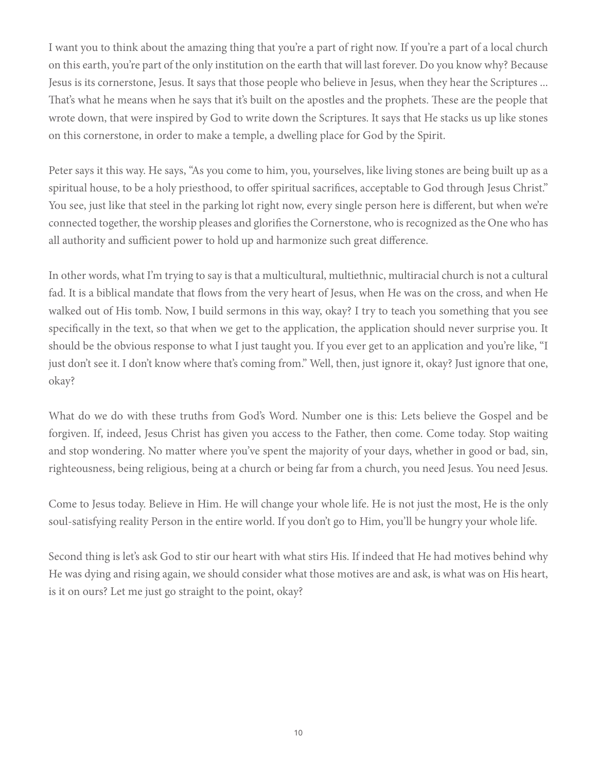I want you to think about the amazing thing that you're a part of right now. If you're a part of a local church on this earth, you're part of the only institution on the earth that will last forever. Do you know why? Because Jesus is its cornerstone, Jesus. It says that those people who believe in Jesus, when they hear the Scriptures ... That's what he means when he says that it's built on the apostles and the prophets. These are the people that wrote down, that were inspired by God to write down the Scriptures. It says that He stacks us up like stones on this cornerstone, in order to make a temple, a dwelling place for God by the Spirit.

Peter says it this way. He says, "As you come to him, you, yourselves, like living stones are being built up as a spiritual house, to be a holy priesthood, to offer spiritual sacrifices, acceptable to God through Jesus Christ." You see, just like that steel in the parking lot right now, every single person here is different, but when we're connected together, the worship pleases and glorifies the Cornerstone, who is recognized as the One who has all authority and sufficient power to hold up and harmonize such great difference.

In other words, what I'm trying to say is that a multicultural, multiethnic, multiracial church is not a cultural fad. It is a biblical mandate that flows from the very heart of Jesus, when He was on the cross, and when He walked out of His tomb. Now, I build sermons in this way, okay? I try to teach you something that you see specifically in the text, so that when we get to the application, the application should never surprise you. It should be the obvious response to what I just taught you. If you ever get to an application and you're like, "I just don't see it. I don't know where that's coming from." Well, then, just ignore it, okay? Just ignore that one, okay?

What do we do with these truths from God's Word. Number one is this: Lets believe the Gospel and be forgiven. If, indeed, Jesus Christ has given you access to the Father, then come. Come today. Stop waiting and stop wondering. No matter where you've spent the majority of your days, whether in good or bad, sin, righteousness, being religious, being at a church or being far from a church, you need Jesus. You need Jesus.

Come to Jesus today. Believe in Him. He will change your whole life. He is not just the most, He is the only soul-satisfying reality Person in the entire world. If you don't go to Him, you'll be hungry your whole life.

Second thing is let's ask God to stir our heart with what stirs His. If indeed that He had motives behind why He was dying and rising again, we should consider what those motives are and ask, is what was on His heart, is it on ours? Let me just go straight to the point, okay?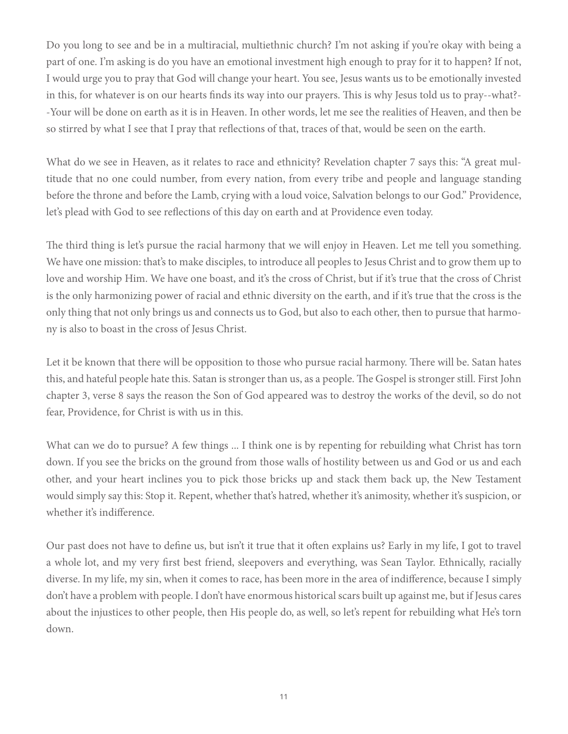Do you long to see and be in a multiracial, multiethnic church? I'm not asking if you're okay with being a part of one. I'm asking is do you have an emotional investment high enough to pray for it to happen? If not, I would urge you to pray that God will change your heart. You see, Jesus wants us to be emotionally invested in this, for whatever is on our hearts finds its way into our prayers. This is why Jesus told us to pray--what?--Your will be done on earth as it is in Heaven. In other words, let me see the realities of Heaven, and then be so stirred by what I see that I pray that reflections of that, traces of that, would be seen on the earth.

What do we see in Heaven, as it relates to race and ethnicity? Revelation chapter 7 says this: "A great multitude that no one could number, from every nation, from every tribe and people and language standing before the throne and before the Lamb, crying with a loud voice, Salvation belongs to our God." Providence, let's plead with God to see reflections of this day on earth and at Providence even today.

The third thing is let's pursue the racial harmony that we will enjoy in Heaven. Let me tell you something. We have one mission: that's to make disciples, to introduce all peoples to Jesus Christ and to grow them up to love and worship Him. We have one boast, and it's the cross of Christ, but if it's true that the cross of Christ is the only harmonizing power of racial and ethnic diversity on the earth, and if it's true that the cross is the only thing that not only brings us and connects us to God, but also to each other, then to pursue that harmony is also to boast in the cross of Jesus Christ.

Let it be known that there will be opposition to those who pursue racial harmony. There will be. Satan hates this, and hateful people hate this. Satan is stronger than us, as a people. The Gospel is stronger still. First John chapter 3, verse 8 says the reason the Son of God appeared was to destroy the works of the devil, so do not fear, Providence, for Christ is with us in this.

What can we do to pursue? A few things ... I think one is by repenting for rebuilding what Christ has torn down. If you see the bricks on the ground from those walls of hostility between us and God or us and each other, and your heart inclines you to pick those bricks up and stack them back up, the New Testament would simply say this: Stop it. Repent, whether that's hatred, whether it's animosity, whether it's suspicion, or whether it's indifference.

Our past does not have to define us, but isn't it true that it often explains us? Early in my life, I got to travel a whole lot, and my very first best friend, sleepovers and everything, was Sean Taylor. Ethnically, racially diverse. In my life, my sin, when it comes to race, has been more in the area of indifference, because I simply don't have a problem with people. I don't have enormous historical scars built up against me, but if Jesus cares about the injustices to other people, then His people do, as well, so let's repent for rebuilding what He's torn down.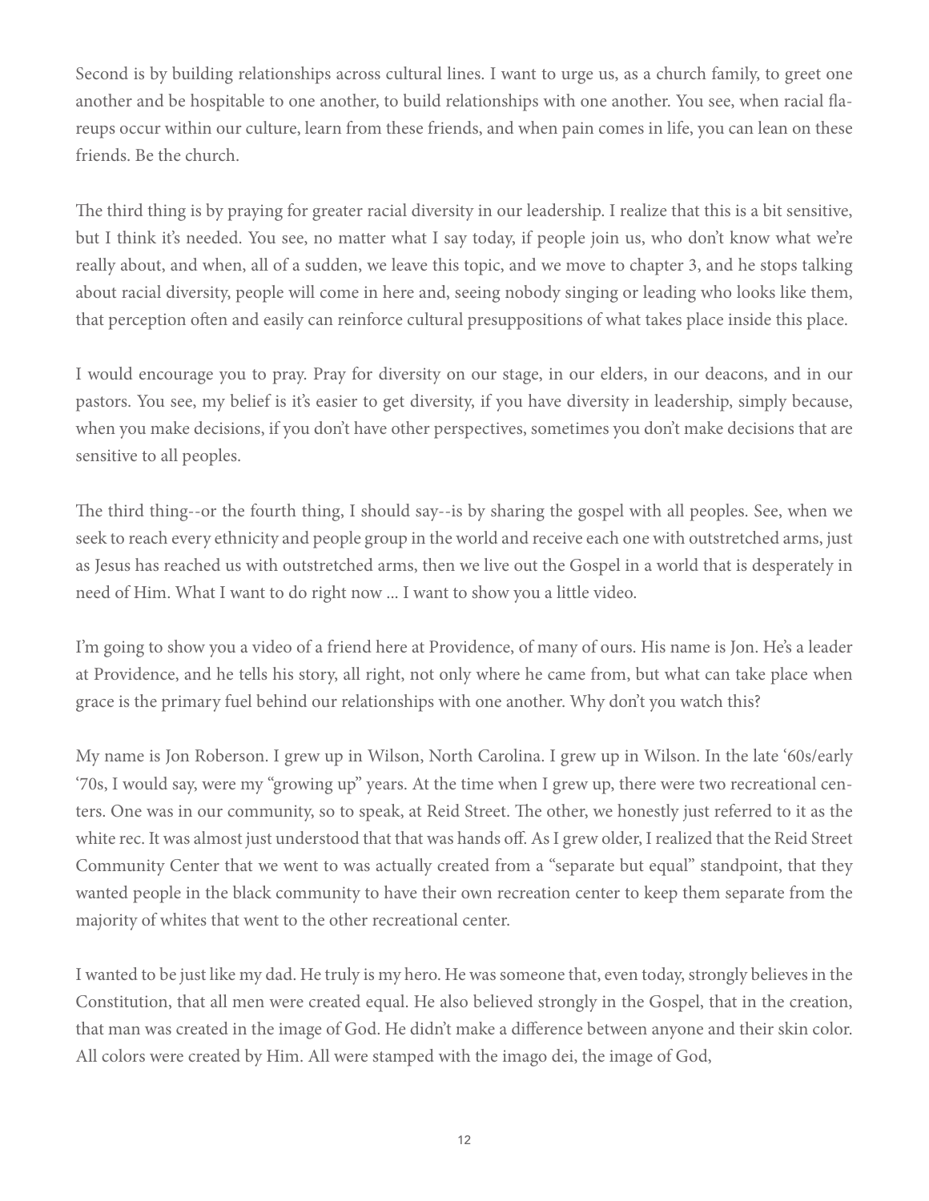Second is by building relationships across cultural lines. I want to urge us, as a church family, to greet one another and be hospitable to one another, to build relationships with one another. You see, when racial flareups occur within our culture, learn from these friends, and when pain comes in life, you can lean on these friends. Be the church.

The third thing is by praying for greater racial diversity in our leadership. I realize that this is a bit sensitive, but I think it's needed. You see, no matter what I say today, if people join us, who don't know what we're really about, and when, all of a sudden, we leave this topic, and we move to chapter 3, and he stops talking about racial diversity, people will come in here and, seeing nobody singing or leading who looks like them, that perception often and easily can reinforce cultural presuppositions of what takes place inside this place.

I would encourage you to pray. Pray for diversity on our stage, in our elders, in our deacons, and in our pastors. You see, my belief is it's easier to get diversity, if you have diversity in leadership, simply because, when you make decisions, if you don't have other perspectives, sometimes you don't make decisions that are sensitive to all peoples.

The third thing--or the fourth thing, I should say--is by sharing the gospel with all peoples. See, when we seek to reach every ethnicity and people group in the world and receive each one with outstretched arms, just as Jesus has reached us with outstretched arms, then we live out the Gospel in a world that is desperately in need of Him. What I want to do right now ... I want to show you a little video.

I'm going to show you a video of a friend here at Providence, of many of ours. His name is Jon. He's a leader at Providence, and he tells his story, all right, not only where he came from, but what can take place when grace is the primary fuel behind our relationships with one another. Why don't you watch this?

My name is Jon Roberson. I grew up in Wilson, North Carolina. I grew up in Wilson. In the late '60s/early '70s, I would say, were my "growing up" years. At the time when I grew up, there were two recreational centers. One was in our community, so to speak, at Reid Street. The other, we honestly just referred to it as the white rec. It was almost just understood that that was hands off. As I grew older, I realized that the Reid Street Community Center that we went to was actually created from a "separate but equal" standpoint, that they wanted people in the black community to have their own recreation center to keep them separate from the majority of whites that went to the other recreational center.

I wanted to be just like my dad. He truly is my hero. He was someone that, even today, strongly believes in the Constitution, that all men were created equal. He also believed strongly in the Gospel, that in the creation, that man was created in the image of God. He didn't make a difference between anyone and their skin color. All colors were created by Him. All were stamped with the imago dei, the image of God,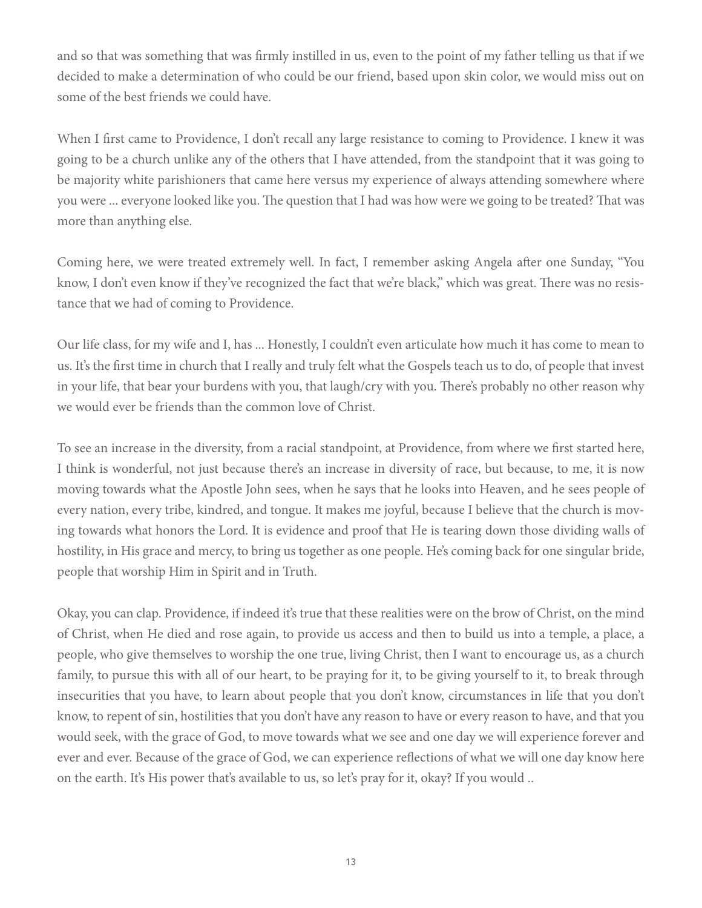and so that was something that was firmly instilled in us, even to the point of my father telling us that if we decided to make a determination of who could be our friend, based upon skin color, we would miss out on some of the best friends we could have.

When I first came to Providence, I don't recall any large resistance to coming to Providence. I knew it was going to be a church unlike any of the others that I have attended, from the standpoint that it was going to be majority white parishioners that came here versus my experience of always attending somewhere where you were ... everyone looked like you. The question that I had was how were we going to be treated? That was more than anything else.

Coming here, we were treated extremely well. In fact, I remember asking Angela after one Sunday, "You know, I don't even know if they've recognized the fact that we're black," which was great. There was no resistance that we had of coming to Providence.

Our life class, for my wife and I, has ... Honestly, I couldn't even articulate how much it has come to mean to us. It's the first time in church that I really and truly felt what the Gospels teach us to do, of people that invest in your life, that bear your burdens with you, that laugh/cry with you. There's probably no other reason why we would ever be friends than the common love of Christ.

To see an increase in the diversity, from a racial standpoint, at Providence, from where we first started here, I think is wonderful, not just because there's an increase in diversity of race, but because, to me, it is now moving towards what the Apostle John sees, when he says that he looks into Heaven, and he sees people of every nation, every tribe, kindred, and tongue. It makes me joyful, because I believe that the church is moving towards what honors the Lord. It is evidence and proof that He is tearing down those dividing walls of hostility, in His grace and mercy, to bring us together as one people. He's coming back for one singular bride, people that worship Him in Spirit and in Truth.

Okay, you can clap. Providence, if indeed it's true that these realities were on the brow of Christ, on the mind of Christ, when He died and rose again, to provide us access and then to build us into a temple, a place, a people, who give themselves to worship the one true, living Christ, then I want to encourage us, as a church family, to pursue this with all of our heart, to be praying for it, to be giving yourself to it, to break through insecurities that you have, to learn about people that you don't know, circumstances in life that you don't know, to repent of sin, hostilities that you don't have any reason to have or every reason to have, and that you would seek, with the grace of God, to move towards what we see and one day we will experience forever and ever and ever. Because of the grace of God, we can experience reflections of what we will one day know here on the earth. It's His power that's available to us, so let's pray for it, okay? If you would ..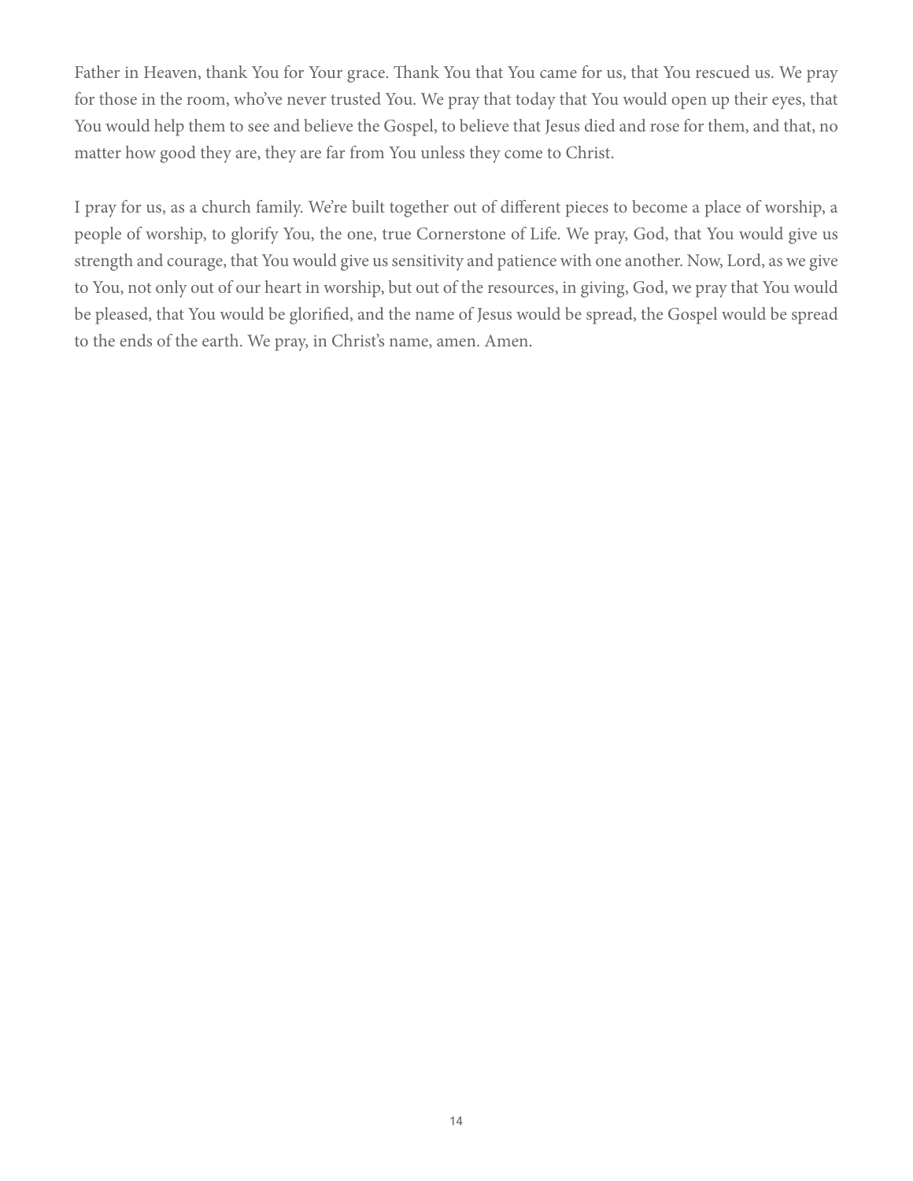Father in Heaven, thank You for Your grace. Thank You that You came for us, that You rescued us. We pray for those in the room, who've never trusted You. We pray that today that You would open up their eyes, that You would help them to see and believe the Gospel, to believe that Jesus died and rose for them, and that, no matter how good they are, they are far from You unless they come to Christ.

I pray for us, as a church family. We're built together out of different pieces to become a place of worship, a people of worship, to glorify You, the one, true Cornerstone of Life. We pray, God, that You would give us strength and courage, that You would give us sensitivity and patience with one another. Now, Lord, as we give to You, not only out of our heart in worship, but out of the resources, in giving, God, we pray that You would be pleased, that You would be glorified, and the name of Jesus would be spread, the Gospel would be spread to the ends of the earth. We pray, in Christ's name, amen. Amen.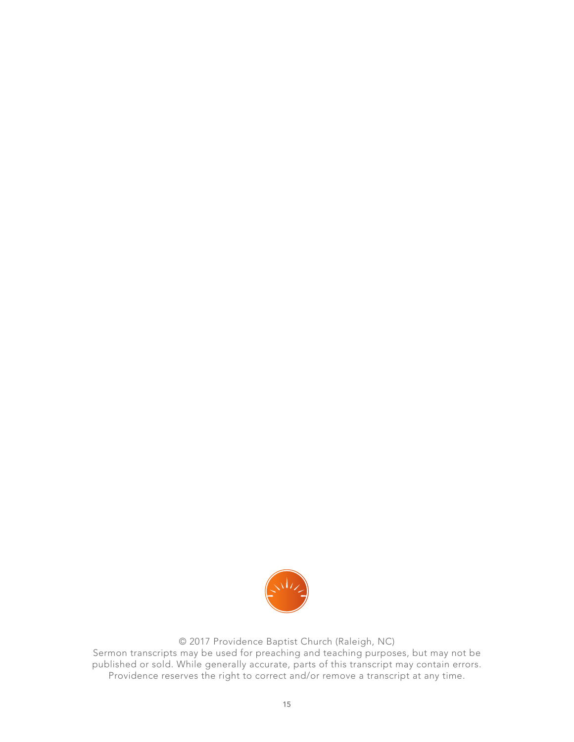© 2017 Providence Baptist Church (Raleigh, NC)
Sermon transcripts may be used for preaching and teaching purposes, but may not be published or sold. While generally accurate, parts of this transcript may contain errors. Providence reserves the right to correct and/or remove a transcript at any time.